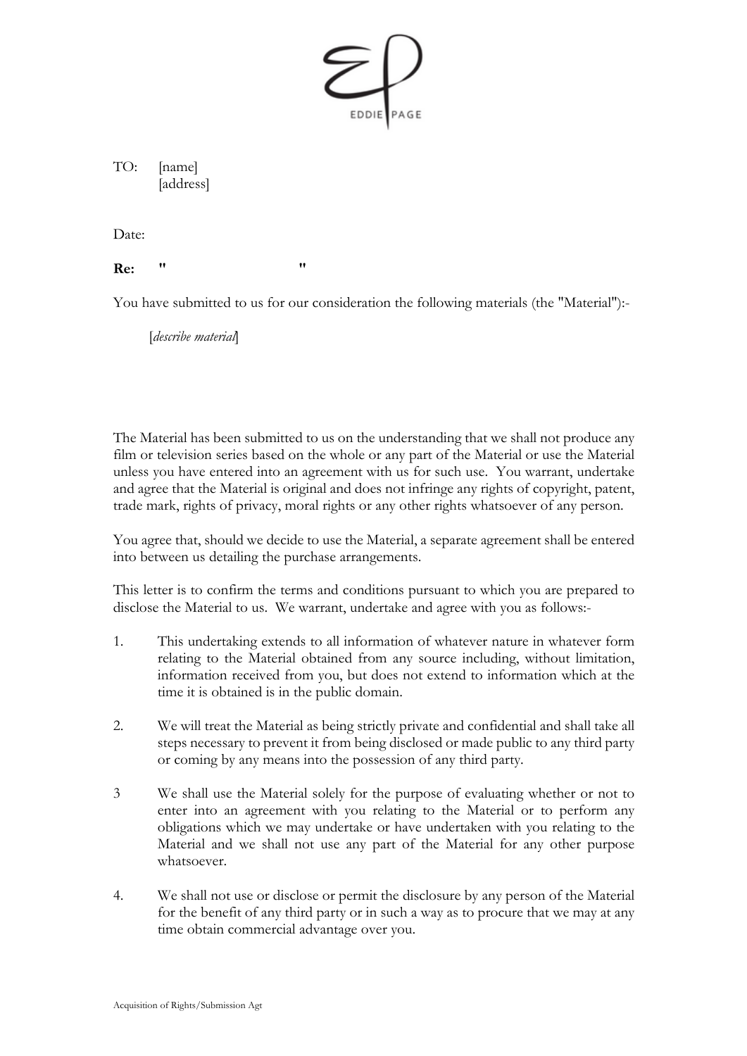EDDIE PAGE

TO: [name]
[address]

Date:

**Re:** " "

You have submitted to us for our consideration the following materials (the "Material"):-

[*describe material*]

The Material has been submitted to us on the understanding that we shall not produce any film or television series based on the whole or any part of the Material or use the Material unless you have entered into an agreement with us for such use. You warrant, undertake and agree that the Material is original and does not infringe any rights of copyright, patent, trade mark, rights of privacy, moral rights or any other rights whatsoever of any person.

You agree that, should we decide to use the Material, a separate agreement shall be entered into between us detailing the purchase arrangements.

This letter is to confirm the terms and conditions pursuant to which you are prepared to disclose the Material to us. We warrant, undertake and agree with you as follows:-

1. This undertaking extends to all information of whatever nature in whatever form relating to the Material obtained from any source including, without limitation, information received from you, but does not extend to information which at the time it is obtained is in the public domain.

2. We will treat the Material as being strictly private and confidential and shall take all steps necessary to prevent it from being disclosed or made public to any third party or coming by any means into the possession of any third party.

3 We shall use the Material solely for the purpose of evaluating whether or not to enter into an agreement with you relating to the Material or to perform any obligations which we may undertake or have undertaken with you relating to the Material and we shall not use any part of the Material for any other purpose whatsoever.

4. We shall not use or disclose or permit the disclosure by any person of the Material for the benefit of any third party or in such a way as to procure that we may at any time obtain commercial advantage over you.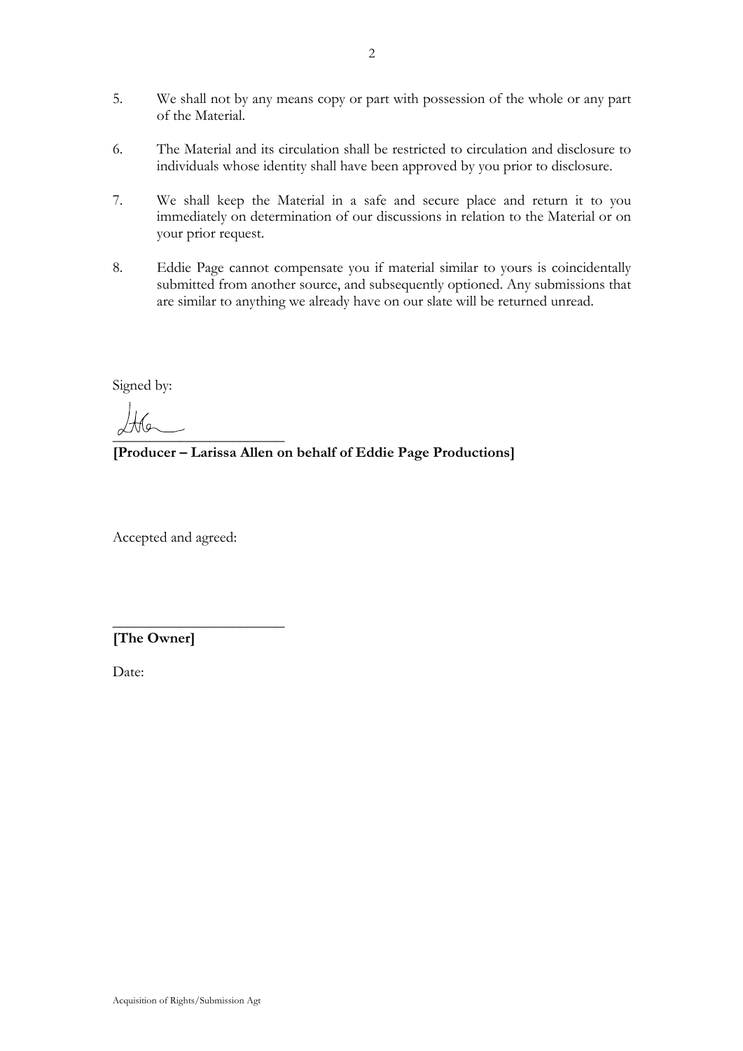5. We shall not by any means copy or part with possession of the whole or any part of the Material.

6. The Material and its circulation shall be restricted to circulation and disclosure to individuals whose identity shall have been approved by you prior to disclosure.

7. We shall keep the Material in a safe and secure place and return it to you immediately on determination of our discussions in relation to the Material or on your prior request.

8. Eddie Page cannot compensate you if material similar to yours is coincidentally submitted from another source, and subsequently optioned. Any submissions that are similar to anything we already have on our slate will be returned unread.

Signed by:

_______________________

**[Producer – Larissa Allen on behalf of Eddie Page Productions]**

Accepted and agreed:

_______________________

**[The Owner]**

Date:

Acquisition of Rights/Submission Agt